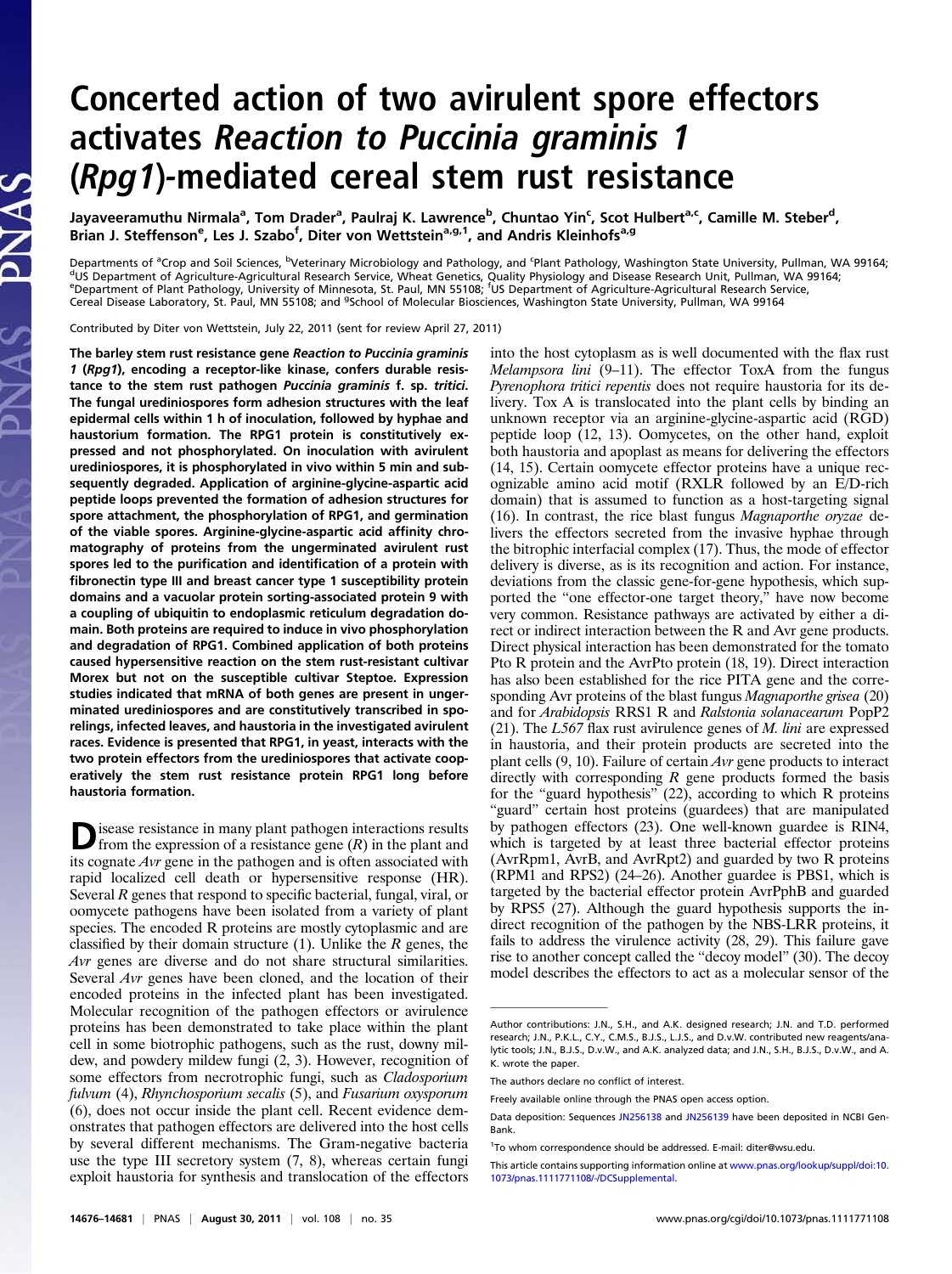# Concerted action of two avirulent spore effectors activates *Reaction to Puccinia graminis 1* (*Rpg1*)-mediated cereal stem rust resistance

Jayaveeramuthu Nirmala[a], Tom Drader[a], Paulraj K. Lawrence[b], Chuntao Yin[c], Scot Hulbert[a,c], Camille M. Steber[d], Brian J. Steffenson[e], Les J. Szabo[f], Diter von Wettstein[a,g,1], and Andris Kleinhofs[a,g]

Departments of [a]Crop and Soil Sciences, [b]Veterinary Microbiology and Pathology, and [c]Plant Pathology, Washington State University, Pullman, WA 99164; [d]US Department of Agriculture-Agricultural Research Service, Wheat Genetics, Quality Physiology and Disease Research Unit, Pullman, WA 99164; [e]Department of Plant Pathology, University of Minnesota, St. Paul, MN 55108; [f]US Department of Agriculture-Agricultural Research Service, Cereal Disease Laboratory, St. Paul, MN 55108; and [g]School of Molecular Biosciences, Washington State University, Pullman, WA 99164

Contributed by Diter von Wettstein, July 22, 2011 (sent for review April 27, 2011)

**The barley stem rust resistance gene *Reaction to Puccinia graminis 1* (*Rpg1*), encoding a receptor-like kinase, confers durable resistance to the stem rust pathogen *Puccinia graminis* f. sp. *tritici*. The fungal urediniospores form adhesion structures with the leaf epidermal cells within 1 h of inoculation, followed by hyphae and haustorium formation. The RPG1 protein is constitutively expressed and not phosphorylated. On inoculation with avirulent urediniospores, it is phosphorylated in vivo within 5 min and subsequently degraded. Application of arginine-glycine-aspartic acid peptide loops prevented the formation of adhesion structures for spore attachment, the phosphorylation of RPG1, and germination of the viable spores. Arginine-glycine-aspartic acid affinity chromatography of proteins from the ungerminated avirulent rust spores led to the purification and identification of a protein with fibronectin type III and breast cancer type 1 susceptibility protein domains and a vacuolar protein sorting-associated protein 9 with a coupling of ubiquitin to endoplasmic reticulum degradation domain. Both proteins are required to induce in vivo phosphorylation and degradation of RPG1. Combined application of both proteins caused hypersensitive reaction on the stem rust-resistant cultivar Morex but not on the susceptible cultivar Steptoe. Expression studies indicated that mRNA of both genes are present in ungerminated urediniospores and are constitutively transcribed in sporelings, infected leaves, and haustoria in the investigated avirulent races. Evidence is presented that RPG1, in yeast, interacts with the two protein effectors from the urediniospores that activate cooperatively the stem rust resistance protein RPG1 long before haustoria formation.**

Disease resistance in many plant pathogen interactions results from the expression of a resistance gene (*R*) in the plant and its cognate *Avr* gene in the pathogen and is often associated with rapid localized cell death or hypersensitive response (HR). Several *R* genes that respond to specific bacterial, fungal, viral, or oomycete pathogens have been isolated from a variety of plant species. The encoded R proteins are mostly cytoplasmic and are classified by their domain structure (1). Unlike the *R* genes, the *Avr* genes are diverse and do not share structural similarities. Several *Avr* genes have been cloned, and the location of their encoded proteins in the infected plant has been investigated. Molecular recognition of the pathogen effectors or avirulence proteins has been demonstrated to take place within the plant cell in some biotrophic pathogens, such as the rust, downy mildew, and powdery mildew fungi (2, 3). However, recognition of some effectors from necrotrophic fungi, such as *Cladosporium fulvum* (4), *Rhynchosporium secalis* (5), and *Fusarium oxysporum* (6), does not occur inside the plant cell. Recent evidence demonstrates that pathogen effectors are delivered into the host cells by several different mechanisms. The Gram-negative bacteria use the type III secretory system (7, 8), whereas certain fungi exploit haustoria for synthesis and translocation of the effectors into the host cytoplasm as is well documented with the flax rust *Melampsora lini* (9–11). The effector ToxA from the fungus *Pyrenophora tritici repentis* does not require haustoria for its delivery. Tox A is translocated into the plant cells by binding an unknown receptor via an arginine-glycine-aspartic acid (RGD) peptide loop (12, 13). Oomycetes, on the other hand, exploit both haustoria and apoplast as means for delivering the effectors (14, 15). Certain oomycete effector proteins have a unique recognizable amino acid motif (RXLR followed by an E/D-rich domain) that is assumed to function as a host-targeting signal (16). In contrast, the rice blast fungus *Magnaporthe oryzae* delivers the effectors secreted from the invasive hyphae through the bitrophic interfacial complex (17). Thus, the mode of effector delivery is diverse, as is its recognition and action. For instance, deviations from the classic gene-for-gene hypothesis, which supported the "one effector-one target theory," have now become very common. Resistance pathways are activated by either a direct or indirect interaction between the R and Avr gene products. Direct physical interaction has been demonstrated for the tomato Pto R protein and the AvrPto protein (18, 19). Direct interaction has also been established for the rice PITA gene and the corresponding Avr proteins of the blast fungus *Magnaporthe grisea* (20) and for *Arabidopsis* RRS1 R and *Ralstonia solanacearum* PopP2 (21). The *L567* flax rust avirulence genes of *M. lini* are expressed in haustoria, and their protein products are secreted into the plant cells (9, 10). Failure of certain *Avr* gene products to interact directly with corresponding *R* gene products formed the basis for the "guard hypothesis" (22), according to which R proteins "guard" certain host proteins (guardees) that are manipulated by pathogen effectors (23). One well-known guardee is RIN4, which is targeted by at least three bacterial effector proteins (AvrRpm1, AvrB, and AvrRpt2) and guarded by two R proteins (RPM1 and RPS2) (24–26). Another guardee is PBS1, which is targeted by the bacterial effector protein AvrPphB and guarded by RPS5 (27). Although the guard hypothesis supports the indirect recognition of the pathogen by the NBS-LRR proteins, it fails to address the virulence activity (28, 29). This failure gave rise to another concept called the "decoy model" (30). The decoy model describes the effectors to act as a molecular sensor of the

---

Author contributions: J.N., S.H., and A.K. designed research; J.N. and T.D. performed research; J.N., P.K.L., C.Y., C.M.S., B.J.S., L.J.S., and D.v.W. contributed new reagents/analytic tools; J.N., B.J.S., D.v.W., and A.K. analyzed data; and J.N., S.H., B.J.S., D.v.W., and A.K. wrote the paper.

The authors declare no conflict of interest.

Freely available online through the PNAS open access option.

Data deposition: Sequences JN256138 and JN256139 have been deposited in NCBI GenBank.

[1]To whom correspondence should be addressed. E-mail: diter@wsu.edu.

This article contains supporting information online at www.pnas.org/lookup/suppl/doi:10.1073/pnas.1111771108/-/DCSupplemental.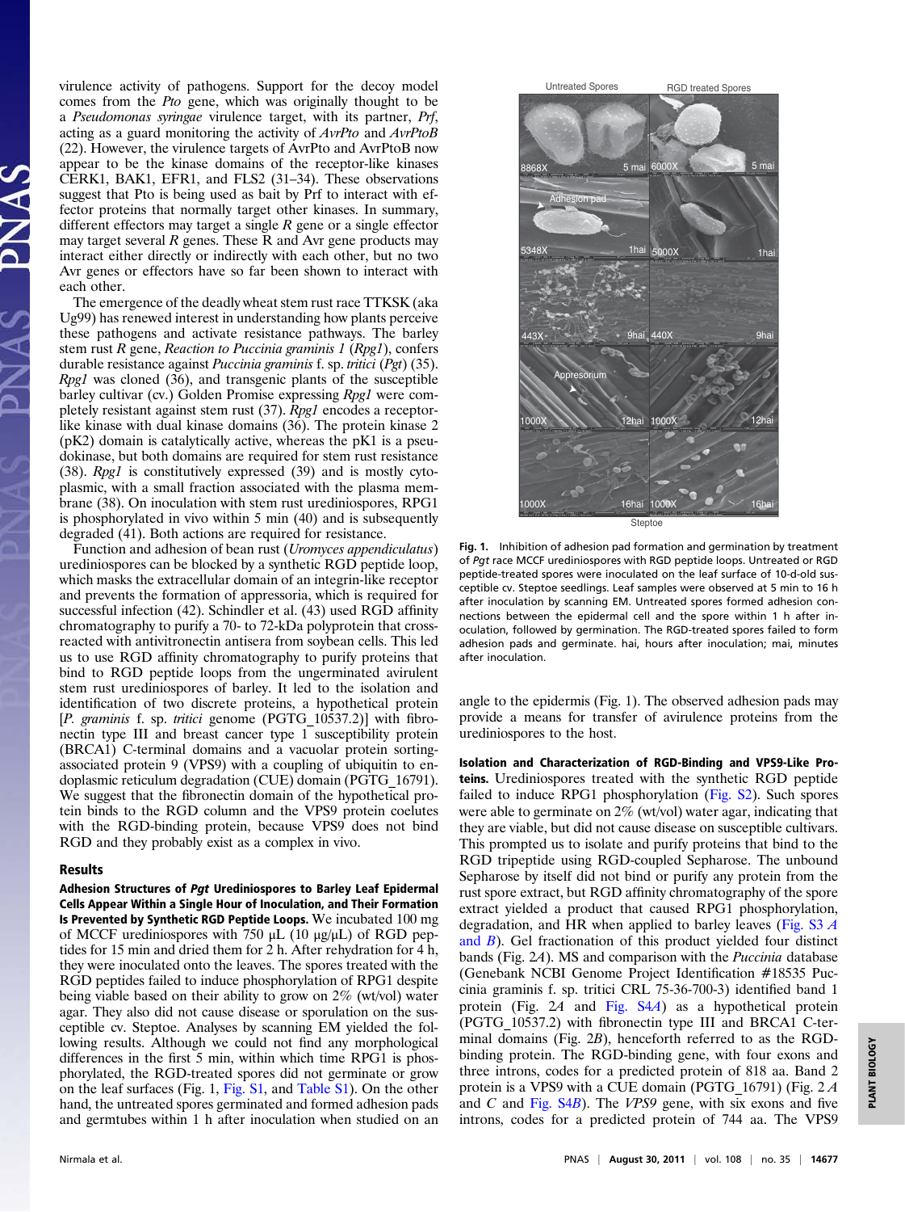virulence activity of pathogens. Support for the decoy model comes from the *Pto* gene, which was originally thought to be a *Pseudomonas syringae* virulence target, with its partner, *Prf*, acting as a guard monitoring the activity of *AvrPto* and *AvrPtoB* (22). However, the virulence targets of AvrPto and AvrPtoB now appear to be the kinase domains of the receptor-like kinases CERK1, BAK1, EFR1, and FLS2 (31–34). These observations suggest that Pto is being used as bait by Prf to interact with effector proteins that normally target other kinases. In summary, different effectors may target a single *R* gene or a single effector may target several *R* genes. These R and Avr gene products may interact either directly or indirectly with each other, but no two Avr genes or effectors have so far been shown to interact with each other.

The emergence of the deadly wheat stem rust race TTKSK (aka Ug99) has renewed interest in understanding how plants perceive these pathogens and activate resistance pathways. The barley stem rust *R* gene, *Reaction to Puccinia graminis 1* (*Rpg1*), confers durable resistance against *Puccinia graminis* f. sp. *tritici* (*Pgt*) (35). *Rpg1* was cloned (36), and transgenic plants of the susceptible barley cultivar (cv.) Golden Promise expressing *Rpg1* were completely resistant against stem rust (37). *Rpg1* encodes a receptor-like kinase with dual kinase domains (36). The protein kinase 2 (pK2) domain is catalytically active, whereas the pK1 is a pseudokinase, but both domains are required for stem rust resistance (38). *Rpg1* is constitutively expressed (39) and is mostly cytoplasmic, with a small fraction associated with the plasma membrane (38). On inoculation with stem rust urediniospores, RPG1 is phosphorylated in vivo within 5 min (40) and is subsequently degraded (41). Both actions are required for resistance.

Function and adhesion of bean rust (*Uromyces appendiculatus*) urediniospores can be blocked by a synthetic RGD peptide loop, which masks the extracellular domain of an integrin-like receptor and prevents the formation of appressoria, which is required for successful infection (42). Schindler et al. (43) used RGD affinity chromatography to purify a 70- to 72-kDa polyprotein that cross-reacted with antivitronectin antisera from soybean cells. This led us to use RGD affinity chromatography to purify proteins that bind to RGD peptide loops from the ungerminated avirulent stem rust urediniospores of barley. It led to the isolation and identification of two discrete proteins, a hypothetical protein [*P. graminis* f. sp. *tritici* genome (PGTG_10537.2)] with fibronectin type III and breast cancer type 1 susceptibility protein (BRCA1) C-terminal domains and a vacuolar protein sorting-associated protein 9 (VPS9) with a coupling of ubiquitin to endoplasmic reticulum degradation (CUE) domain (PGTG_16791). We suggest that the fibronectin domain of the hypothetical protein binds to the RGD column and the VPS9 protein coelutes with the RGD-binding protein, because VPS9 does not bind RGD and they probably exist as a complex in vivo.

## Results

**Adhesion Structures of *Pgt* Urediniospores to Barley Leaf Epidermal Cells Appear Within a Single Hour of Inoculation, and Their Formation Is Prevented by Synthetic RGD Peptide Loops.** We incubated 100 mg of MCCF urediniospores with 750 μL (10 μg/μL) of RGD peptides for 15 min and dried them for 2 h. After rehydration for 4 h, they were inoculated onto the leaves. The spores treated with the RGD peptides failed to induce phosphorylation of RPG1 despite being viable based on their ability to grow on 2% (wt/vol) water agar. They also did not cause disease or sporulation on the susceptible cv. Steptoe. Analyses by scanning EM yielded the following results. Although we could not find any morphological differences in the first 5 min, within which time RPG1 is phosphorylated, the RGD-treated spores did not germinate or grow on the leaf surfaces (Fig. 1, Fig. S1, and Table S1). On the other hand, the untreated spores germinated and formed adhesion pads and germtubes within 1 h after inoculation when studied on an angle to the epidermis (Fig. 1). The observed adhesion pads may provide a means for transfer of avirulence proteins from the urediniospores to the host.

Fig. 1. Inhibition of adhesion pad formation and germination by treatment of *Pgt* race MCCF urediniospores with RGD peptide loops. Untreated or RGD peptide-treated spores were inoculated on the leaf surface of 10-d-old susceptible cv. Steptoe seedlings. Leaf samples were observed at 5 min to 16 h after inoculation by scanning EM. Untreated spores formed adhesion connections between the epidermal cell and the spore within 1 h after inoculation, followed by germination. The RGD-treated spores failed to form adhesion pads and germinate. hai, hours after inoculation; mai, minutes after inoculation.

**Isolation and Characterization of RGD-Binding and VPS9-Like Proteins.** Urediniospores treated with the synthetic RGD peptide failed to induce RPG1 phosphorylation (Fig. S2). Such spores were able to germinate on 2% (wt/vol) water agar, indicating that they are viable, but did not cause disease on susceptible cultivars. This prompted us to isolate and purify proteins that bind to the RGD tripeptide using RGD-coupled Sepharose. The unbound Sepharose by itself did not bind or purify any protein from the rust spore extract, but RGD affinity chromatography of the spore extract yielded a product that caused RPG1 phosphorylation, degradation, and HR when applied to barley leaves (Fig. S3 *A* and *B*). Gel fractionation of this product yielded four distinct bands (Fig. 2*A*). MS and comparison with the *Puccinia* database (Genebank NCBI Genome Project Identification #18535 Puccinia graminis f. sp. tritici CRL 75-36-700-3) identified band 1 protein (Fig. 2*A* and Fig. S4*A*) as a hypothetical protein (PGTG_10537.2) with fibronectin type III and BRCA1 C-terminal domains (Fig. 2*B*), henceforth referred to as the RGD-binding protein. The RGD-binding gene, with four exons and three introns, codes for a predicted protein of 818 aa. Band 2 protein is a VPS9 with a CUE domain (PGTG_16791) (Fig. 2 *A* and *C* and Fig. S4*B*). The *VPS9* gene, with six exons and five introns, codes for a predicted protein of 744 aa. The VPS9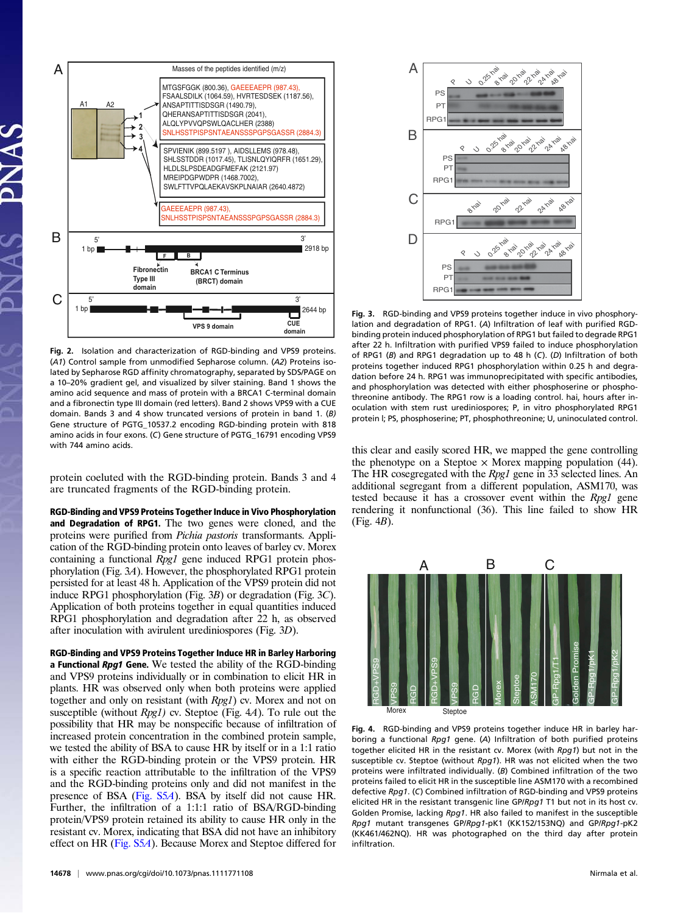Fig. 2. Isolation and characterization of RGD-binding and VPS9 proteins. (*A1*) Control sample from unmodified Sepharose column. (*A2*) Proteins isolated by Sepharose RGD affinity chromatography, separated by SDS/PAGE on a 10–20% gradient gel, and visualized by silver staining. Band 1 shows the amino acid sequence and mass of protein with a BRCA1 C-terminal domain and a fibronectin type III domain (red letters). Band 2 shows VPS9 with a CUE domain. Bands 3 and 4 show truncated versions of protein in band 1. (*B*) Gene structure of PGTG_10537.2 encoding RGD-binding protein with 818 amino acids in four exons. (*C*) Gene structure of PGTG_16791 encoding VPS9 with 744 amino acids.

protein coeluted with the RGD-binding protein. Bands 3 and 4 are truncated fragments of the RGD-binding protein.

**RGD-Binding and VPS9 Proteins Together Induce in Vivo Phosphorylation and Degradation of RPG1.** The two genes were cloned, and the proteins were purified from *Pichia pastoris* transformants. Application of the RGD-binding protein onto leaves of barley cv. Morex containing a functional *Rpg1* gene induced RPG1 protein phosphorylation (Fig. 3*A*). However, the phosphorylated RPG1 protein persisted for at least 48 h. Application of the VPS9 protein did not induce RPG1 phosphorylation (Fig. 3*B*) or degradation (Fig. 3*C*). Application of both proteins together in equal quantities induced RPG1 phosphorylation and degradation after 22 h, as observed after inoculation with avirulent urediniospores (Fig. 3*D*).

**RGD-Binding and VPS9 Proteins Together Induce HR in Barley Harboring a Functional *Rpg1* Gene.** We tested the ability of the RGD-binding and VPS9 proteins individually or in combination to elicit HR in plants. HR was observed only when both proteins were applied together and only on resistant (with *Rpg1*) cv. Morex and not on susceptible (without *Rpg1*) cv. Steptoe (Fig. 4*A*). To rule out the possibility that HR may be nonspecific because of infiltration of increased protein concentration in the combined protein sample, we tested the ability of BSA to cause HR by itself or in a 1:1 ratio with either the RGD-binding protein or the VPS9 protein. HR is a specific reaction attributable to the infiltration of the VPS9 and the RGD-binding proteins only and did not manifest in the presence of BSA (Fig. S5*A*). BSA by itself did not cause HR. Further, the infiltration of a 1:1:1 ratio of BSA/RGD-binding protein/VPS9 protein retained its ability to cause HR only in the resistant cv. Morex, indicating that BSA did not have an inhibitory effect on HR (Fig. S5*A*). Because Morex and Steptoe differed for

Fig. 3. RGD-binding and VPS9 proteins together induce in vivo phosphorylation and degradation of RPG1. (*A*) Infiltration of leaf with purified RGD-binding protein induced phosphorylation of RPG1 but failed to degrade RPG1 after 22 h. Infiltration with purified VPS9 failed to induce phosphorylation of RPG1 (*B*) and RPG1 degradation up to 48 h (*C*). (*D*) Infiltration of both proteins together induced RPG1 phosphorylation within 0.25 h and degradation before 24 h. RPG1 was immunoprecipitated with specific antibodies, and phosphorylation was detected with either phosphoserine or phosphothreonine antibody. The RPG1 row is a loading control. hai, hours after inoculation with stem rust urediniospores; P, in vitro phosphorylated RPG1 protein l; PS, phosphoserine; PT, phosphothreonine; U, uninoculated control.

this clear and easily scored HR, we mapped the gene controlling the phenotype on a Steptoe × Morex mapping population (44). The HR cosegregated with the *Rpg1* gene in 33 selected lines. An additional segregant from a different population, ASM170, was tested because it has a crossover event within the *Rpg1* gene rendering it nonfunctional (36). This line failed to show HR (Fig. 4*B*).

Fig. 4. RGD-binding and VPS9 proteins together induce HR in barley harboring a functional *Rpg1* gene. (*A*) Infiltration of both purified proteins together elicited HR in the resistant cv. Morex (with *Rpg1*) but not in the susceptible cv. Steptoe (without *Rpg1*). HR was not elicited when the two proteins were infiltrated individually. (*B*) Combined infiltration of the two proteins failed to elicit HR in the susceptible line ASM170 with a recombined defective *Rpg1*. (*C*) Combined infiltration of RGD-binding and VPS9 proteins elicited HR in the resistant transgenic line GP/*Rpg1* T1 but not in its host cv. Golden Promise, lacking *Rpg1*. HR also failed to manifest in the susceptible *Rpg1* mutant transgenes GP/*Rpg1*-pK1 (KK152/153NQ) and GP/*Rpg1*-pK2 (KK461/462NQ). HR was photographed on the third day after protein infiltration.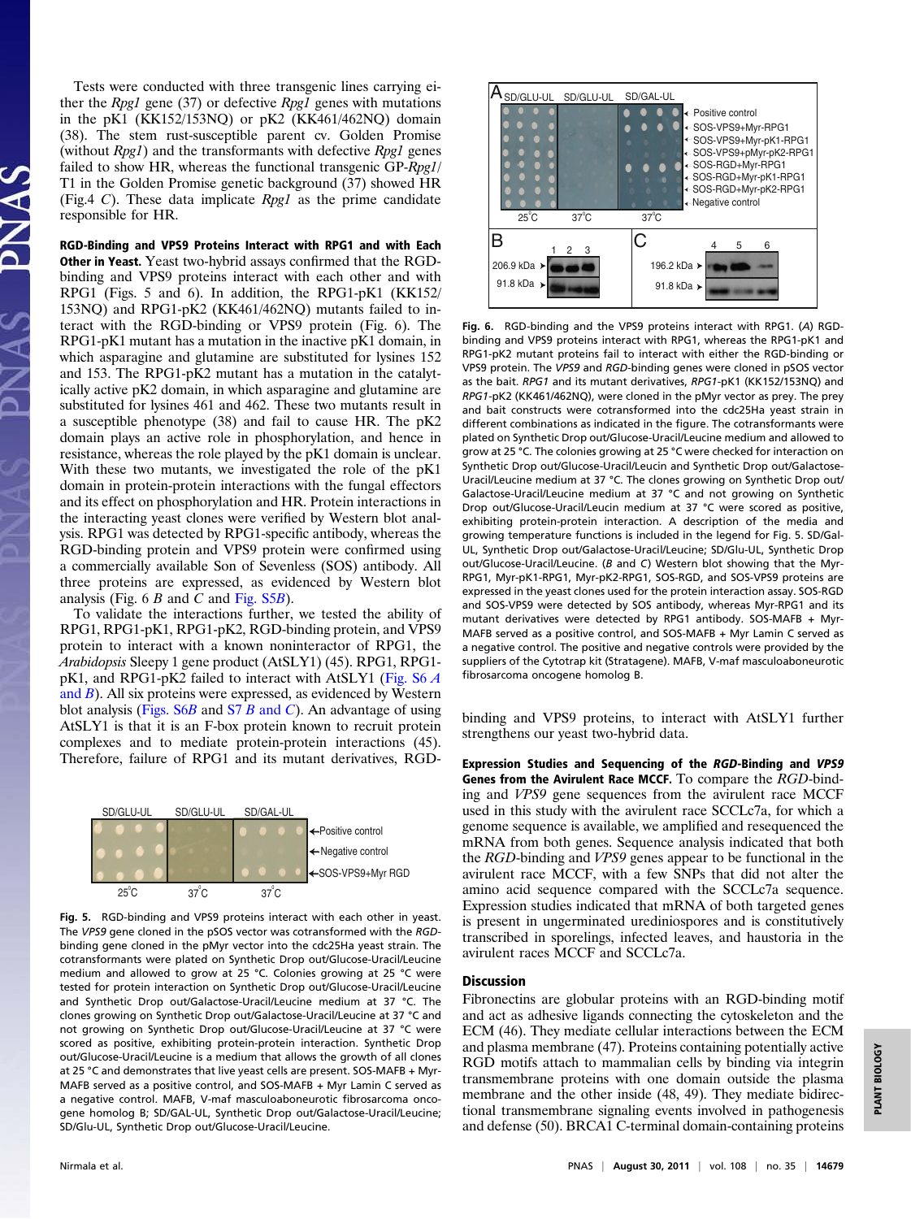Tests were conducted with three transgenic lines carrying either the *Rpg1* gene (37) or defective *Rpg1* genes with mutations in the pK1 (KK152/153NQ) or pK2 (KK461/462NQ) domain (38). The stem rust-susceptible parent cv. Golden Promise (without *Rpg1*) and the transformants with defective *Rpg1* genes failed to show HR, whereas the functional transgenic GP-*Rpg1*/T1 in the Golden Promise genetic background (37) showed HR (Fig.4 *C*). These data implicate *Rpg1* as the prime candidate responsible for HR.

**RGD-Binding and VPS9 Proteins Interact with RPG1 and with Each Other in Yeast.** Yeast two-hybrid assays confirmed that the RGD-binding and VPS9 proteins interact with each other and with RPG1 (Figs. 5 and 6). In addition, the RPG1-pK1 (KK152/153NQ) and RPG1-pK2 (KK461/462NQ) mutants failed to interact with the RGD-binding or VPS9 protein (Fig. 6). The RPG1-pK1 mutant has a mutation in the inactive pK1 domain, in which asparagine and glutamine are substituted for lysines 152 and 153. The RPG1-pK2 mutant has a mutation in the catalytically active pK2 domain, in which asparagine and glutamine are substituted for lysines 461 and 462. These two mutants result in a susceptible phenotype (38) and fail to cause HR. The pK2 domain plays an active role in phosphorylation, and hence in resistance, whereas the role played by the pK1 domain is unclear. With these two mutants, we investigated the role of the pK1 domain in protein-protein interactions with the fungal effectors and its effect on phosphorylation and HR. Protein interactions in the interacting yeast clones were verified by Western blot analysis. RPG1 was detected by RPG1-specific antibody, whereas the RGD-binding protein and VPS9 protein were confirmed using a commercially available Son of Sevenless (SOS) antibody. All three proteins are expressed, as evidenced by Western blot analysis (Fig. 6 *B* and *C* and Fig. S5*B*).

To validate the interactions further, we tested the ability of RPG1, RPG1-pK1, RPG1-pK2, RGD-binding protein, and VPS9 protein to interact with a known noninteractor of RPG1, the *Arabidopsis* Sleepy 1 gene product (AtSLY1) (45). RPG1, RPG1-pK1, and RPG1-pK2 failed to interact with AtSLY1 (Fig. S6 *A* and *B*). All six proteins were expressed, as evidenced by Western blot analysis (Figs. S6*B* and S7 *B* and *C*). An advantage of using AtSLY1 is that it is an F-box protein known to recruit protein complexes and to mediate protein-protein interactions (45). Therefore, failure of RPG1 and its mutant derivatives, RGD-binding and VPS9 proteins, to interact with AtSLY1 further strengthens our yeast two-hybrid data.

Fig. 5. RGD-binding and VPS9 proteins interact with each other in yeast. The *VPS9* gene cloned in the pSOS vector was cotransformed with the *RGD*-binding gene cloned in the pMyr vector into the cdc25Ha yeast strain. The cotransformants were plated on Synthetic Drop out/Glucose-Uracil/Leucine medium and allowed to grow at 25 °C. Colonies growing at 25 °C were tested for protein interaction on Synthetic Drop out/Glucose-Uracil/Leucine and Synthetic Drop out/Galactose-Uracil/Leucine medium at 37 °C. The clones growing on Synthetic Drop out/Galactose-Uracil/Leucine at 37 °C and not growing on Synthetic Drop out/Glucose-Uracil/Leucine at 37 °C were scored as positive, exhibiting protein-protein interaction. Synthetic Drop out/Glucose-Uracil/Leucine is a medium that allows the growth of all clones at 25 °C and demonstrates that live yeast cells are present. SOS-MAFB + Myr-MAFB served as a positive control, and SOS-MAFB + Myr Lamin C served as a negative control. MAFB, V-maf masculoaboneurotic fibrosarcoma oncogene homolog B; SD/GAL-UL, Synthetic Drop out/Galactose-Uracil/Leucine; SD/Glu-UL, Synthetic Drop out/Glucose-Uracil/Leucine.

Fig. 6. RGD-binding and the VPS9 proteins interact with RPG1. (*A*) RGD-binding and VPS9 proteins interact with RPG1, whereas the RPG1-pK1 and RPG1-pK2 mutant proteins fail to interact with either the RGD-binding or VPS9 protein. The *VPS9* and *RGD*-binding genes were cloned in pSOS vector as the bait. *RPG1* and its mutant derivatives, *RPG1*-pK1 (KK152/153NQ) and *RPG1*-pK2 (KK461/462NQ), were cloned in the pMyr vector as prey. The prey and bait constructs were cotransformed into the cdc25Ha yeast strain in different combinations as indicated in the figure. The cotransformants were plated on Synthetic Drop out/Glucose-Uracil/Leucine medium and allowed to grow at 25 °C. The colonies growing at 25 °C were checked for interaction on Synthetic Drop out/Glucose-Uracil/Leucin and Synthetic Drop out/Galactose-Uracil/Leucine medium at 37 °C. The clones growing on Synthetic Drop out/Galactose-Uracil/Leucine medium at 37 °C and not growing on Synthetic Drop out/Glucose-Uracil/Leucin medium at 37 °C were scored as positive, exhibiting protein-protein interaction. A description of the media and growing temperature functions is included in the legend for Fig. 5. SD/Gal-UL, Synthetic Drop out/Galactose-Uracil/Leucine; SD/Glu-UL, Synthetic Drop out/Glucose-Uracil/Leucine. (*B* and *C*) Western blot showing that the Myr-RPG1, Myr-pK1-RPG1, Myr-pK2-RPG1, SOS-RGD, and SOS-VPS9 proteins are expressed in the yeast clones used for the protein interaction assay. SOS-RGD and SOS-VPS9 were detected by SOS antibody, whereas Myr-RPG1 and its mutant derivatives were detected by RPG1 antibody. SOS-MAFB + Myr-MAFB served as a positive control, and SOS-MAFB + Myr Lamin C served as a negative control. The positive and negative controls were provided by the suppliers of the Cytotrap kit (Stratagene). MAFB, V-maf masculoaboneurotic fibrosarcoma oncogene homolog B.

**Expression Studies and Sequencing of the *RGD*-Binding and *VPS9* Genes from the Avirulent Race MCCF.** To compare the *RGD*-binding and *VPS9* gene sequences from the avirulent race MCCF used in this study with the avirulent race SCCLc7a, for which a genome sequence is available, we amplified and resequenced the mRNA from both genes. Sequence analysis indicated that both the *RGD*-binding and *VPS9* genes appear to be functional in the avirulent race MCCF, with a few SNPs that did not alter the amino acid sequence compared with the SCCLc7a sequence. Expression studies indicated that mRNA of both targeted genes is present in ungerminated urediniospores and is constitutively transcribed in sporelings, infected leaves, and haustoria in the avirulent races MCCF and SCCLc7a.

## Discussion

Fibronectins are globular proteins with an RGD-binding motif and act as adhesive ligands connecting the cytoskeleton and the ECM (46). They mediate cellular interactions between the ECM and plasma membrane (47). Proteins containing potentially active RGD motifs attach to mammalian cells by binding via integrin transmembrane proteins with one domain outside the plasma membrane and the other inside (48, 49). They mediate bidirectional transmembrane signaling events involved in pathogenesis and defense (50). BRCA1 C-terminal domain-containing proteins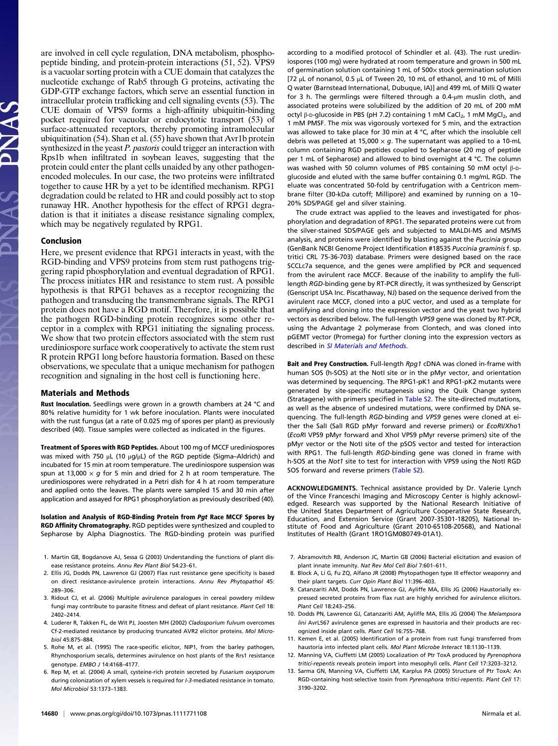are involved in cell cycle regulation, DNA metabolism, phosphopeptide binding, and protein-protein interactions (51, 52). VPS9 is a vacuolar sorting protein with a CUE domain that catalyzes the nucleotide exchange of Rab5 through G proteins, activating the GDP-GTP exchange factors, which serve an essential function in intracellular protein trafficking and cell signaling events (53). The CUE domain of VPS9 forms a high-affinity ubiquitin-binding pocket required for vacuolar or endocytotic transport (53) of surface-attenuated receptors, thereby promoting intramolecular ubiquitination (54). Shan et al. (55) have shown that Avr1b protein synthesized in the yeast *P. pastoris* could trigger an interaction with Rps1b when infiltrated in soybean leaves, suggesting that the protein could enter the plant cells unaided by any other pathogen-encoded molecules. In our case, the two proteins were infiltrated together to cause HR by a yet to be identified mechanism. RPG1 degradation could be related to HR and could possibly act to stop runaway HR. Another hypothesis for the effect of RPG1 degradation is that it initiates a disease resistance signaling complex, which may be negatively regulated by RPG1.

## Conclusion

Here, we present evidence that RPG1 interacts in yeast, with the RGD-binding and VPS9 proteins from stem rust pathogens triggering rapid phosphorylation and eventual degradation of RPG1. The process initiates HR and resistance to stem rust. A possible hypothesis is that RPG1 behaves as a receptor recognizing the pathogen and transducing the transmembrane signals. The RPG1 protein does not have a RGD motif. Therefore, it is possible that the pathogen RGD-binding protein recognizes some other receptor in a complex with RPG1 initiating the signaling process. We show that two protein effectors associated with the stem rust urediniospore surface work cooperatively to activate the stem rust R protein RPG1 long before haustoria formation. Based on these observations, we speculate that a unique mechanism for pathogen recognition and signaling in the host cell is functioning here.

## Materials and Methods

**Rust Inoculation.** Seedlings were grown in a growth chambers at 24 °C and 80% relative humidity for 1 wk before inoculation. Plants were inoculated with the rust fungus (at a rate of 0.025 mg of spores per plant) as previously described (40). Tissue samples were collected as indicated in the figures.

**Treatment of Spores with RGD Peptides.** About 100 mg of MCCF urediniospores was mixed with 750 μL (10 μg/μL) of the RGD peptide (Sigma–Aldrich) and incubated for 15 min at room temperature. The urediniospore suspension was spun at 13,000 × *g* for 5 min and dried for 2 h at room temperature. The urediniospores were rehydrated in a Petri dish for 4 h at room temperature and applied onto the leaves. The plants were sampled 15 and 30 min after application and assayed for RPG1 phosphorylation as previously described (40).

**Isolation and Analysis of RGD-Binding Protein from *Pgt* Race MCCF Spores by RGD Affinity Chromatography.** RGD peptides were synthesized and coupled to Sepharose by Alpha Diagnostics. The RGD-binding protein was purified according to a modified protocol of Schindler et al. (43). The rust urediniospores (100 mg) were hydrated at room temperature and grown in 500 mL of germination solution containing 1 mL of 500× stock germination solution [72 μL of nonanol, 0.5 μL of Tween 20, 10 mL of ethanol, and 10 mL of Milli Q water (Barnstead International, Dubuque, IA)] and 499 mL of Milli Q water for 3 h. The germlings were filtered through a 0.4-μm muslin cloth, and associated proteins were solubilized by the addition of 20 mL of 200 mM octyl β-D-glucoside in PBS (pH 7.2) containing 1 mM $CaCl_2$, 1 mM $MgCl_2$, and 1 mM PMSF. The mix was vigorously vortexed for 5 min, and the extraction was allowed to take place for 30 min at 4 °C, after which the insoluble cell debris was pelleted at 15,000 × *g*. The supernatant was applied to a 10-mL column containing RGD peptides coupled to Sepharose (20 mg of peptide per 1 mL of Sepharose) and allowed to bind overnight at 4 °C. The column was washed with 50 column volumes of PBS containing 50 mM octyl β-D-glucoside and eluted with the same buffer containing 0.1 mg/mL RGD. The eluate was concentrated 50-fold by centrifugation with a Centricon membrane filter (30-kDa cutoff; Millipore) and examined by running on a 10–20% SDS/PAGE gel and silver staining.

The crude extract was applied to the leaves and investigated for phosphorylation and degradation of RPG1. The separated proteins were cut from the silver-stained SDS/PAGE gels and subjected to MALDI-MS and MS/MS analysis, and proteins were identified by blasting against the *Puccinia* group (GenBank NCBI Genome Project Identification #18535 *Puccinia graminis* f. sp. tritici CRL 75-36-703) database. Primers were designed based on the race SCCLc7a sequence, and the genes were amplified by PCR and sequenced from the avirulent race MCCF. Because of the inability to amplify the full-length *RGD*-binding gene by RT-PCR directly, it was synthesized by Genscript (Genscript USA Inc. Piscathaway, NJ) based on the sequence derived from the avirulent race MCCF, cloned into a pUC vector, and used as a template for amplifying and cloning into the expression vector and the yeast two hybrid vectors as described below. The full-length *VPS9* gene was cloned by RT-PCR, using the Advantage 2 polymerase from Clontech, and was cloned into pGEMT vector (Promega) for further cloning into the expression vectors as described in *SI Materials and Methods*.

**Bait and Prey Construction.** Full-length *Rpg1* cDNA was cloned in-frame with human SOS (h-SOS) at the NotI site or in the pMyr vector, and orientation was determined by sequencing. The RPG1-pK1 and RPG1-pK2 mutants were generated by site-specific mutagenesis using the Quik Change system (Stratagene) with primers specified in Table S2. The site-directed mutations, as well as the absence of undesired mutations, were confirmed by DNA sequencing. The full-length *RGD*-binding and *VPS9* genes were cloned at either the SalI (SalI RGD pMyr forward and reverse primers) or *EcoRI/Xho*1 (*EcoRI* VPS9 pMyr forward and XhoI VPS9 pMyr reverse primers) site of the pMyr vector or the NotI site of the pSOS vector and tested for interaction with RPG1. The full-length *RGD*-binding gene was cloned in frame with h-SOS at the *Not1* site to test for interaction with VPS9 using the NotI RGD SOS forward and reverse primers (Table S2).

**ACKNOWLEDGMENTS.** Technical assistance provided by Dr. Valerie Lynch of the Vince Franceschi Imaging and Microscopy Center is highly acknowledged. Research was supported by the National Research Initiative of the United States Department of Agriculture Cooperative State Research, Education, and Extension Service (Grant 2007-35301-18205), National Institute of Food and Agriculture (Grant 2010-65108-20568), and National Institutes of Health (Grant 1RO1GM080749-01A1).

1. Martin GB, Bogdanove AJ, Sessa G (2003) Understanding the functions of plant disease resistance proteins. *Annu Rev Plant Biol* 54:23–61.
2. Ellis JG, Dodds PN, Lawrence GJ (2007) Flax rust resistance gene specificity is based on direct resistance-avirulence protein interactions. *Annu Rev Phytopathol* 45: 289–306.
3. Ridout CJ, et al. (2006) Multiple avirulence paralogues in cereal powdery mildew fungi may contribute to parasite fitness and defeat of plant resistance. *Plant Cell* 18: 2402–2414.
4. Luderer R, Takken FL, de Wit PJ, Joosten MH (2002) *Cladosporium fulvum* overcomes Cf-2-mediated resistance by producing truncated AVR2 elicitor proteins. *Mol Microbiol* 45:875–884.
5. Rohe M, et al. (1995) The race-specific elicitor, NIP1, from the barley pathogen, Rhynchosporium secalis, determines avirulence on host plants of the Rrs1 resistance genotype. *EMBO J* 14:4168–4177.
6. Rep M, et al. (2004) A small, cysteine-rich protein secreted by *Fusarium oxysporum* during colonization of xylem vessels is required for *I-3*-mediated resistance in tomato. *Mol Microbiol* 53:1373–1383.
7. Abramovitch RB, Anderson JC, Martin GB (2006) Bacterial elicitation and evasion of plant innate immunity. *Nat Rev Mol Cell Biol* 7:601–611.
8. Block A, Li G, Fu ZQ, Alfano JR (2008) Phytopathogen type III effector weaponry and their plant targets. *Curr Opin Plant Biol* 11:396–403.
9. Catanzariti AM, Dodds PN, Lawrence GJ, Ayliffe MA, Ellis JG (2006) Haustorially expressed secreted proteins from flax rust are highly enriched for avirulence elicitors. *Plant Cell* 18:243–256.
10. Dodds PN, Lawrence GJ, Catanzariti AM, Ayliffe MA, Ellis JG (2004) The *Melampsora lini* AvrL567 avirulence genes are expressed in haustoria and their products are recognized inside plant cells. *Plant Cell* 16:755–768.
11. Kemen E, et al. (2005) Identification of a protein from rust fungi transferred from haustoria into infected plant cells. *Mol Plant Microbe Interact* 18:1130–1139.
12. Manning VA, Ciuffetti LM (2005) Localization of Ptr ToxA produced by *Pyrenophora tritici-repentis* reveals protein import into mesophyll cells. *Plant Cell* 17:3203–3212.
13. Sarma GN, Manning VA, Ciuffetti LM, Karplus PA (2005) Structure of Ptr ToxA: An RGD-containing host-selective toxin from *Pyrenophora tritici-repentis*. *Plant Cell* 17: 3190–3202.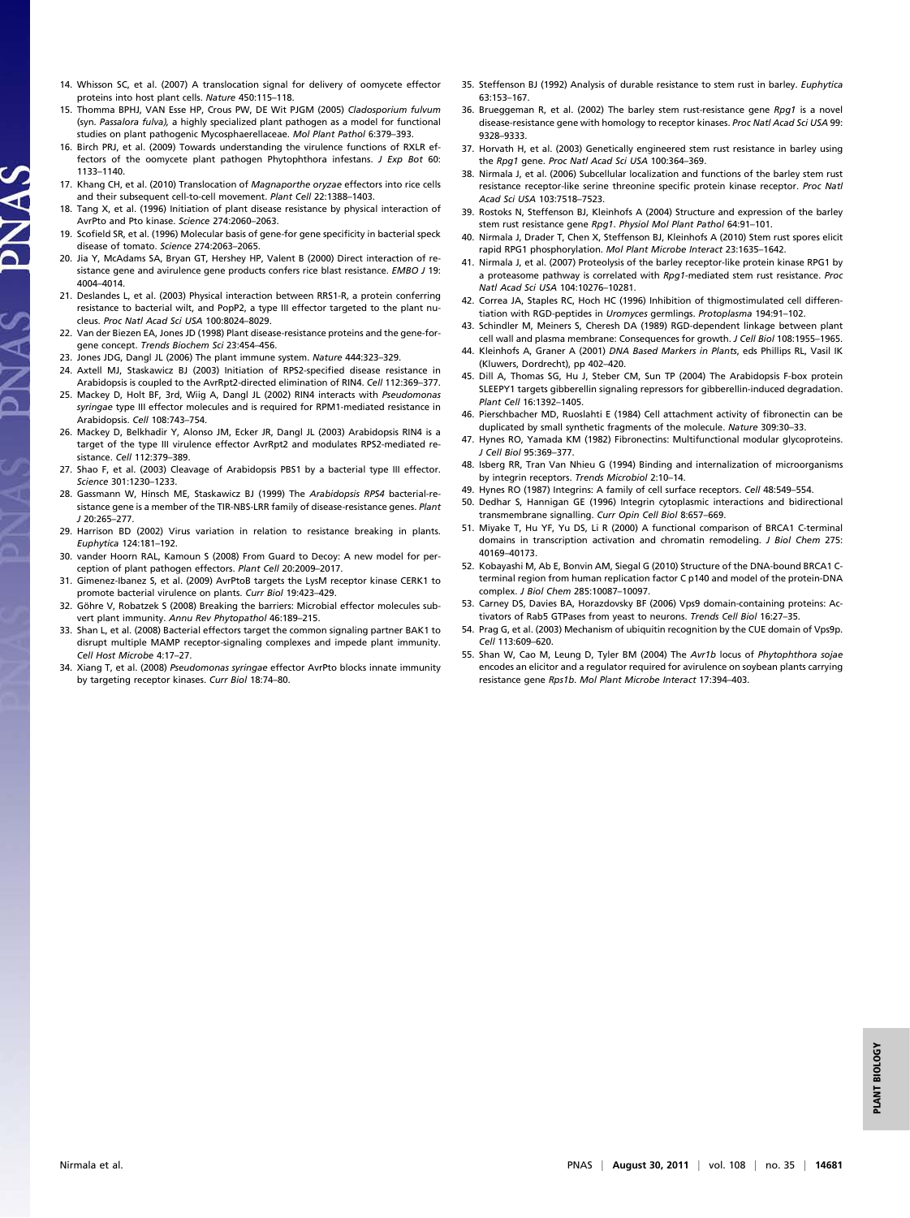14. Whisson SC, et al. (2007) A translocation signal for delivery of oomycete effector proteins into host plant cells. *Nature* 450:115–118.
15. Thomma BPHJ, VAN Esse HP, Crous PW, DE Wit PJGM (2005) *Cladosporium fulvum* (syn. *Passalora fulva*), a highly specialized plant pathogen as a model for functional studies on plant pathogenic Mycosphaerellaceae. *Mol Plant Pathol* 6:379–393.
16. Birch PRJ, et al. (2009) Towards understanding the virulence functions of RXLR effectors of the oomycete plant pathogen Phytophthora infestans. *J Exp Bot* 60: 1133–1140.
17. Khang CH, et al. (2010) Translocation of *Magnaporthe oryzae* effectors into rice cells and their subsequent cell-to-cell movement. *Plant Cell* 22:1388–1403.
18. Tang X, et al. (1996) Initiation of plant disease resistance by physical interaction of AvrPto and Pto kinase. *Science* 274:2060–2063.
19. Scofield SR, et al. (1996) Molecular basis of gene-for-gene specificity in bacterial speck disease of tomato. *Science* 274:2063–2065.
20. Jia Y, McAdams SA, Bryan GT, Hershey HP, Valent B (2000) Direct interaction of resistance gene and avirulence gene products confers rice blast resistance. *EMBO J* 19: 4004–4014.
21. Deslandes L, et al. (2003) Physical interaction between RRS1-R, a protein conferring resistance to bacterial wilt, and PopP2, a type III effector targeted to the plant nucleus. *Proc Natl Acad Sci USA* 100:8024–8029.
22. Van der Biezen EA, Jones JD (1998) Plant disease-resistance proteins and the gene-for-gene concept. *Trends Biochem Sci* 23:454–456.
23. Jones JDG, Dangl JL (2006) The plant immune system. *Nature* 444:323–329.
24. Axtell MJ, Staskawicz BJ (2003) Initiation of RPS2-specified disease resistance in Arabidopsis is coupled to the AvrRpt2-directed elimination of RIN4. *Cell* 112:369–377.
25. Mackey D, Holt BF, 3rd, Wiig A, Dangl JL (2002) RIN4 interacts with *Pseudomonas syringae* type III effector molecules and is required for RPM1-mediated resistance in Arabidopsis. *Cell* 108:743–754.
26. Mackey D, Belkhadir Y, Alonso JM, Ecker JR, Dangl JL (2003) Arabidopsis RIN4 is a target of the type III virulence effector AvrRpt2 and modulates RPS2-mediated resistance. *Cell* 112:379–389.
27. Shao F, et al. (2003) Cleavage of Arabidopsis PBS1 by a bacterial type III effector. *Science* 301:1230–1233.
28. Gassmann W, Hinsch ME, Staskawicz BJ (1999) The *Arabidopsis RPS4* bacterial-resistance gene is a member of the TIR-NBS-LRR family of disease-resistance genes. *Plant J* 20:265–277.
29. Harrison BD (2002) Virus variation in relation to resistance breaking in plants. *Euphytica* 124:181–192.
30. vander Hoorn RAL, Kamoun S (2008) From Guard to Decoy: A new model for perception of plant pathogen effectors. *Plant Cell* 20:2009–2017.
31. Gimenez-Ibanez S, et al. (2009) AvrPtoB targets the LysM receptor kinase CERK1 to promote bacterial virulence on plants. *Curr Biol* 19:423–429.
32. Göhre V, Robatzek S (2008) Breaking the barriers: Microbial effector molecules subvert plant immunity. *Annu Rev Phytopathol* 46:189–215.
33. Shan L, et al. (2008) Bacterial effectors target the common signaling partner BAK1 to disrupt multiple MAMP receptor-signaling complexes and impede plant immunity. *Cell Host Microbe* 4:17–27.
34. Xiang T, et al. (2008) *Pseudomonas syringae* effector AvrPto blocks innate immunity by targeting receptor kinases. *Curr Biol* 18:74–80.
35. Steffenson BJ (1992) Analysis of durable resistance to stem rust in barley. *Euphytica* 63:153–167.
36. Brueggeman R, et al. (2002) The barley stem rust-resistance gene *Rpg1* is a novel disease-resistance gene with homology to receptor kinases. *Proc Natl Acad Sci USA* 99: 9328–9333.
37. Horvath H, et al. (2003) Genetically engineered stem rust resistance in barley using the *Rpg1* gene. *Proc Natl Acad Sci USA* 100:364–369.
38. Nirmala J, et al. (2006) Subcellular localization and functions of the barley stem rust resistance receptor-like serine threonine specific protein kinase receptor. *Proc Natl Acad Sci USA* 103:7518–7523.
39. Rostoks N, Steffenson BJ, Kleinhofs A (2004) Structure and expression of the barley stem rust resistance gene *Rpg1*. *Physiol Mol Plant Pathol* 64:91–101.
40. Nirmala J, Drader T, Chen X, Steffenson BJ, Kleinhofs A (2010) Stem rust spores elicit rapid RPG1 phosphorylation. *Mol Plant Microbe Interact* 23:1635–1642.
41. Nirmala J, et al. (2007) Proteolysis of the barley receptor-like protein kinase RPG1 by a proteasome pathway is correlated with *Rpg1*-mediated stem rust resistance. *Proc Natl Acad Sci USA* 104:10276–10281.
42. Correa JA, Staples RC, Hoch HC (1996) Inhibition of thigmostimulated cell differentiation with RGD-peptides in *Uromyces* germlings. *Protoplasma* 194:91–102.
43. Schindler M, Meiners S, Cheresh DA (1989) RGD-dependent linkage between plant cell wall and plasma membrane: Consequences for growth. *J Cell Biol* 108:1955–1965.
44. Kleinhofs A, Graner A (2001) *DNA Based Markers in Plants*, eds Phillips RL, Vasil IK (Kluwers, Dordrecht), pp 402–420.
45. Dill A, Thomas SG, Hu J, Steber CM, Sun TP (2004) The Arabidopsis F-box protein SLEEPY1 targets gibberellin signaling repressors for gibberellin-induced degradation. *Plant Cell* 16:1392–1405.
46. Pierschbacher MD, Ruoslahti E (1984) Cell attachment activity of fibronectin can be duplicated by small synthetic fragments of the molecule. *Nature* 309:30–33.
47. Hynes RO, Yamada KM (1982) Fibronectins: Multifunctional modular glycoproteins. *J Cell Biol* 95:369–377.
48. Isberg RR, Tran Van Nhieu G (1994) Binding and internalization of microorganisms by integrin receptors. *Trends Microbiol* 2:10–14.
49. Hynes RO (1987) Integrins: A family of cell surface receptors. *Cell* 48:549–554.
50. Dedhar S, Hannigan GE (1996) Integrin cytoplasmic interactions and bidirectional transmembrane signalling. *Curr Opin Cell Biol* 8:657–669.
51. Miyake T, Hu YF, Yu DS, Li R (2000) A functional comparison of BRCA1 C-terminal domains in transcription activation and chromatin remodeling. *J Biol Chem* 275: 40169–40173.
52. Kobayashi M, Ab E, Bonvin AM, Siegal G (2010) Structure of the DNA-bound BRCA1 C-terminal region from human replication factor C p140 and model of the protein-DNA complex. *J Biol Chem* 285:10087–10097.
53. Carney DS, Davies BA, Horazdovsky BF (2006) Vps9 domain-containing proteins: Activators of Rab5 GTPases from yeast to neurons. *Trends Cell Biol* 16:27–35.
54. Prag G, et al. (2003) Mechanism of ubiquitin recognition by the CUE domain of Vps9p. *Cell* 113:609–620.
55. Shan W, Cao M, Leung D, Tyler BM (2004) The *Avr1b* locus of *Phytophthora sojae* encodes an elicitor and a regulator required for avirulence on soybean plants carrying resistance gene *Rps1b*. *Mol Plant Microbe Interact* 17:394–403.